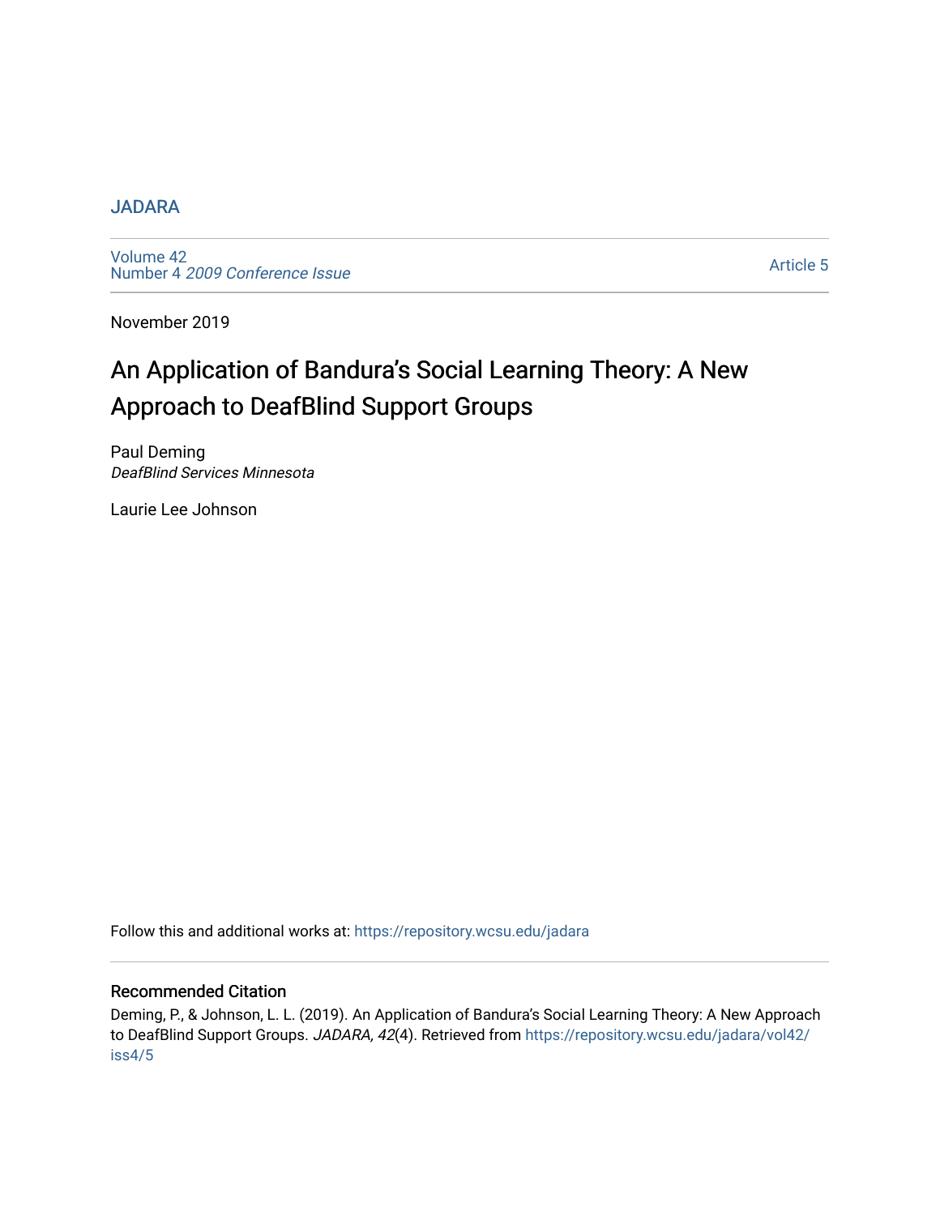JADARA

Volume 42
Number 4 *2009 Conference Issue*

Article 5

November 2019

# An Application of Bandura's Social Learning Theory: A New Approach to DeafBlind Support Groups

Paul Deming
*DeafBlind Services Minnesota*

Laurie Lee Johnson

Follow this and additional works at: https://repository.wcsu.edu/jadara

## Recommended Citation

Deming, P., & Johnson, L. L. (2019). An Application of Bandura's Social Learning Theory: A New Approach to DeafBlind Support Groups. *JADARA, 42*(4). Retrieved from https://repository.wcsu.edu/jadara/vol42/iss4/5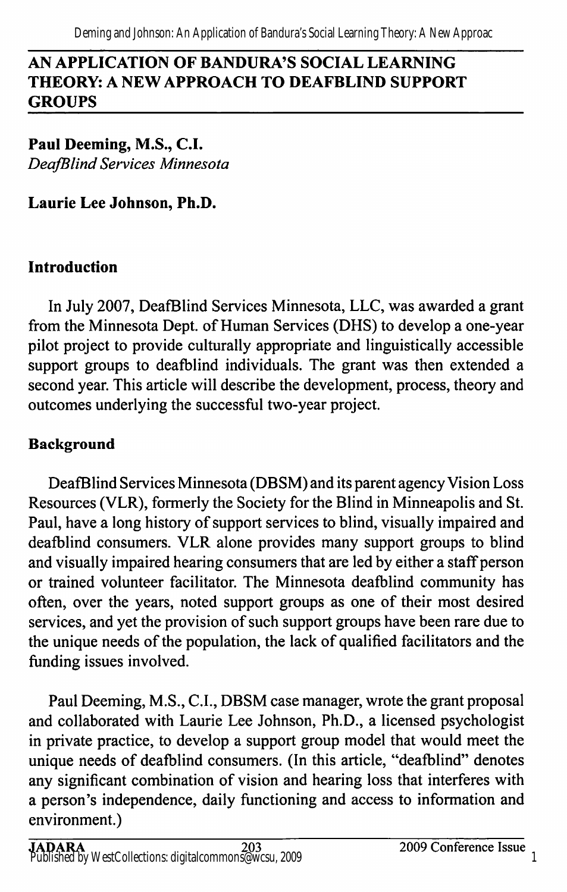# AN APPLICATION OF BANDURA'S SOCIAL LEARNING THEORY: A NEW APPROACH TO DEAFBLIND SUPPORT GROUPS

**Paul Deeming, M.S., C.I.**
*DeafBlind Services Minnesota*

**Laurie Lee Johnson, Ph.D.**

## Introduction

In July 2007, DeafBlind Services Minnesota, LLC, was awarded a grant from the Minnesota Dept. of Human Services (DHS) to develop a one-year pilot project to provide culturally appropriate and linguistically accessible support groups to deafblind individuals. The grant was then extended a second year. This article will describe the development, process, theory and outcomes underlying the successful two-year project.

## Background

DeafBlind Services Minnesota (DBSM) and its parent agency Vision Loss Resources (VLR), formerly the Society for the Blind in Minneapolis and St. Paul, have a long history of support services to blind, visually impaired and deafblind consumers. VLR alone provides many support groups to blind and visually impaired hearing consumers that are led by either a staff person or trained volunteer facilitator. The Minnesota deafblind community has often, over the years, noted support groups as one of their most desired services, and yet the provision of such support groups have been rare due to the unique needs of the population, the lack of qualified facilitators and the funding issues involved.

Paul Deeming, M.S., C.I., DBSM case manager, wrote the grant proposal and collaborated with Laurie Lee Johnson, Ph.D., a licensed psychologist in private practice, to develop a support group model that would meet the unique needs of deafblind consumers. (In this article, "deafblind" denotes any significant combination of vision and hearing loss that interferes with a person's independence, daily functioning and access to information and environment.)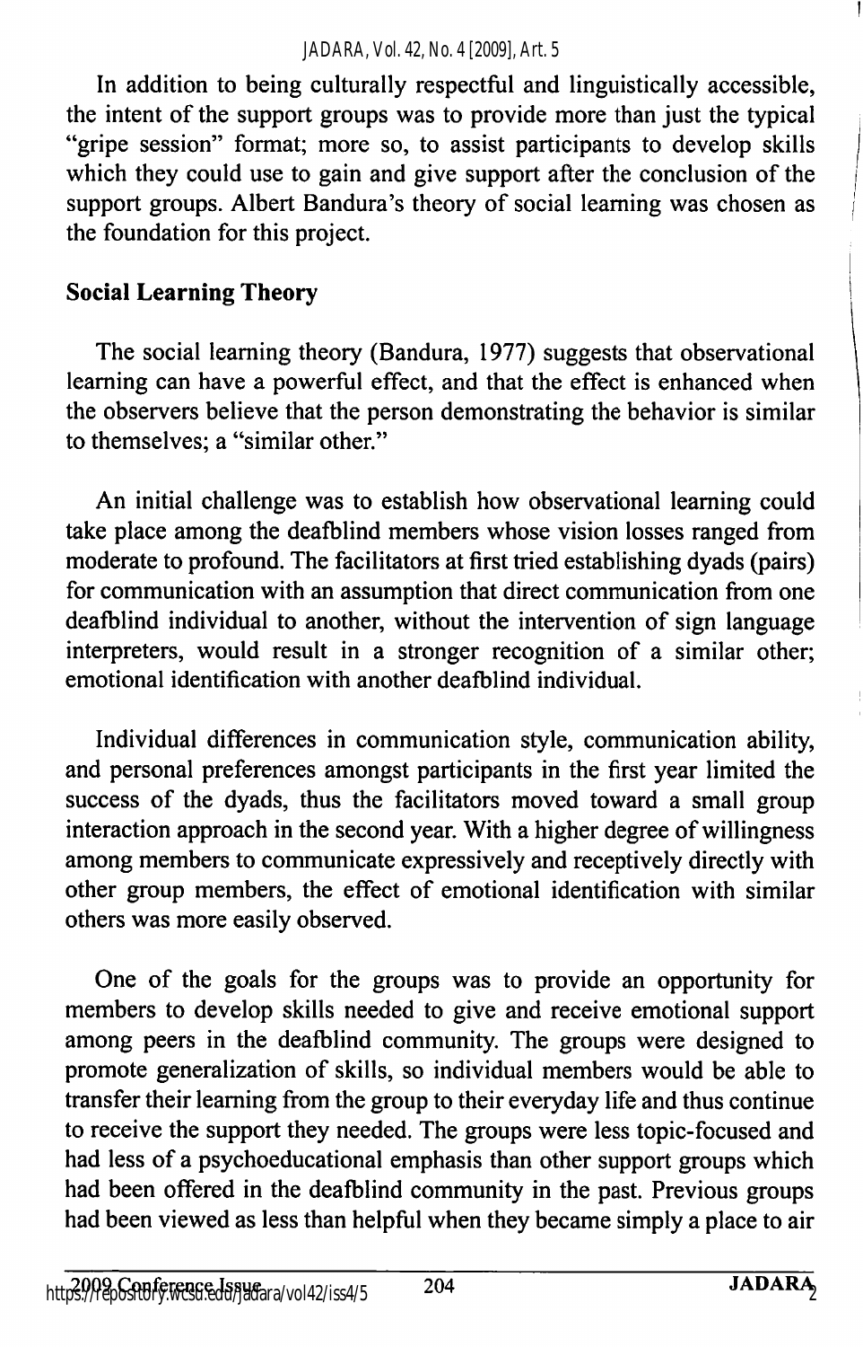In addition to being culturally respectful and linguistically accessible, the intent of the support groups was to provide more than just the typical "gripe session" format; more so, to assist participants to develop skills which they could use to gain and give support after the conclusion of the support groups. Albert Bandura's theory of social learning was chosen as the foundation for this project.

## Social Learning Theory

The social learning theory (Bandura, 1977) suggests that observational learning can have a powerful effect, and that the effect is enhanced when the observers believe that the person demonstrating the behavior is similar to themselves; a "similar other."

An initial challenge was to establish how observational learning could take place among the deafblind members whose vision losses ranged from moderate to profound. The facilitators at first tried establishing dyads (pairs) for communication with an assumption that direct communication from one deafblind individual to another, without the intervention of sign language interpreters, would result in a stronger recognition of a similar other; emotional identification with another deafblind individual.

Individual differences in communication style, communication ability, and personal preferences amongst participants in the first year limited the success of the dyads, thus the facilitators moved toward a small group interaction approach in the second year. With a higher degree of willingness among members to communicate expressively and receptively directly with other group members, the effect of emotional identification with similar others was more easily observed.

One of the goals for the groups was to provide an opportunity for members to develop skills needed to give and receive emotional support among peers in the deafblind community. The groups were designed to promote generalization of skills, so individual members would be able to transfer their learning from the group to their everyday life and thus continue to receive the support they needed. The groups were less topic-focused and had less of a psychoeducational emphasis than other support groups which had been offered in the deafblind community in the past. Previous groups had been viewed as less than helpful when they became simply a place to air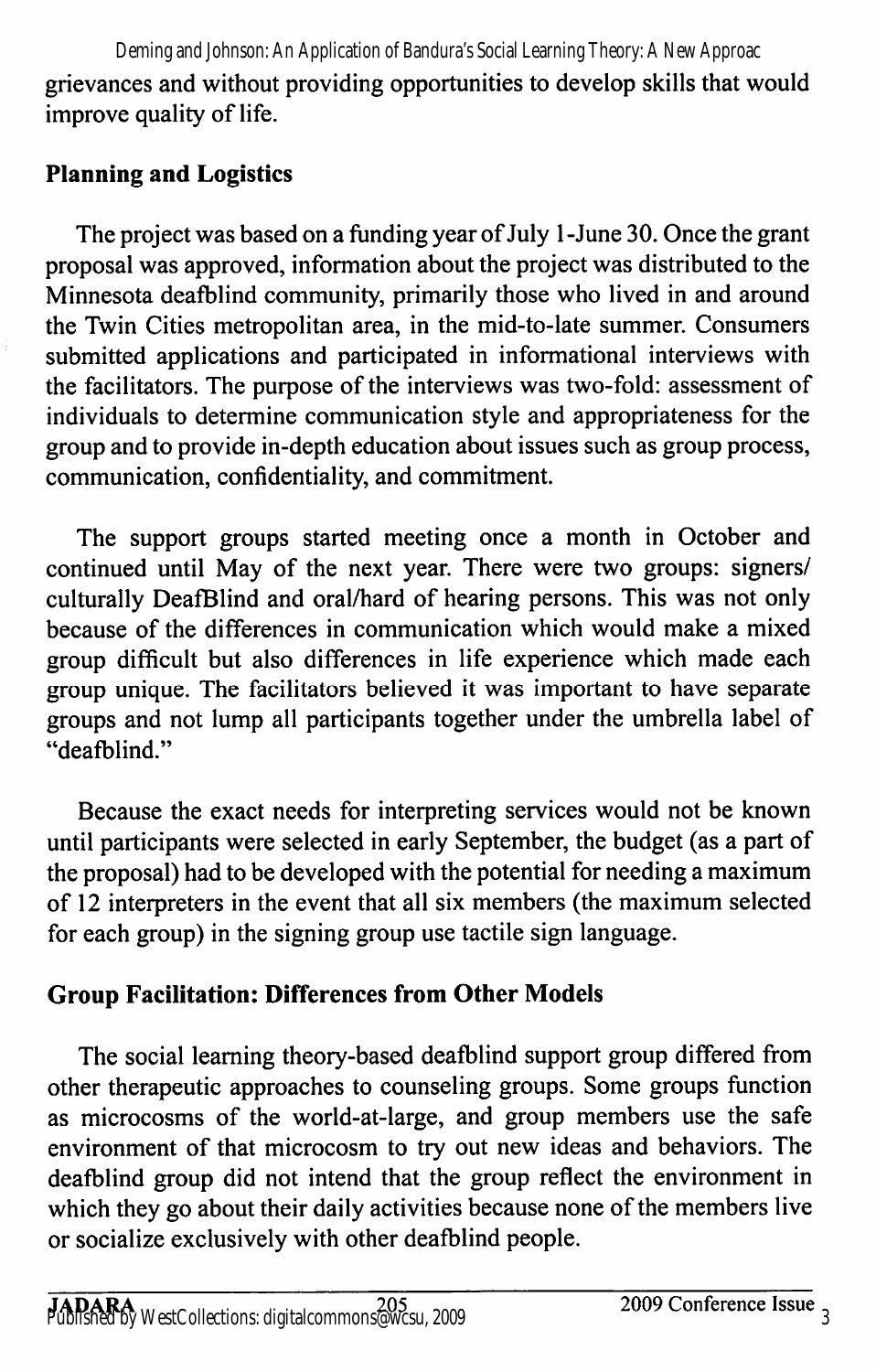grievances and without providing opportunities to develop skills that would improve quality of life.

## Planning and Logistics

The project was based on a funding year of July 1-June 30. Once the grant proposal was approved, information about the project was distributed to the Minnesota deafblind community, primarily those who lived in and around the Twin Cities metropolitan area, in the mid-to-late summer. Consumers submitted applications and participated in informational interviews with the facilitators. The purpose of the interviews was two-fold: assessment of individuals to determine communication style and appropriateness for the group and to provide in-depth education about issues such as group process, communication, confidentiality, and commitment.

The support groups started meeting once a month in October and continued until May of the next year. There were two groups: signers/ culturally DeafBlind and oral/hard of hearing persons. This was not only because of the differences in communication which would make a mixed group difficult but also differences in life experience which made each group unique. The facilitators believed it was important to have separate groups and not lump all participants together under the umbrella label of "deafblind."

Because the exact needs for interpreting services would not be known until participants were selected in early September, the budget (as a part of the proposal) had to be developed with the potential for needing a maximum of 12 interpreters in the event that all six members (the maximum selected for each group) in the signing group use tactile sign language.

## Group Facilitation: Differences from Other Models

The social learning theory-based deafblind support group differed from other therapeutic approaches to counseling groups. Some groups function as microcosms of the world-at-large, and group members use the safe environment of that microcosm to try out new ideas and behaviors. The deafblind group did not intend that the group reflect the environment in which they go about their daily activities because none of the members live or socialize exclusively with other deafblind people.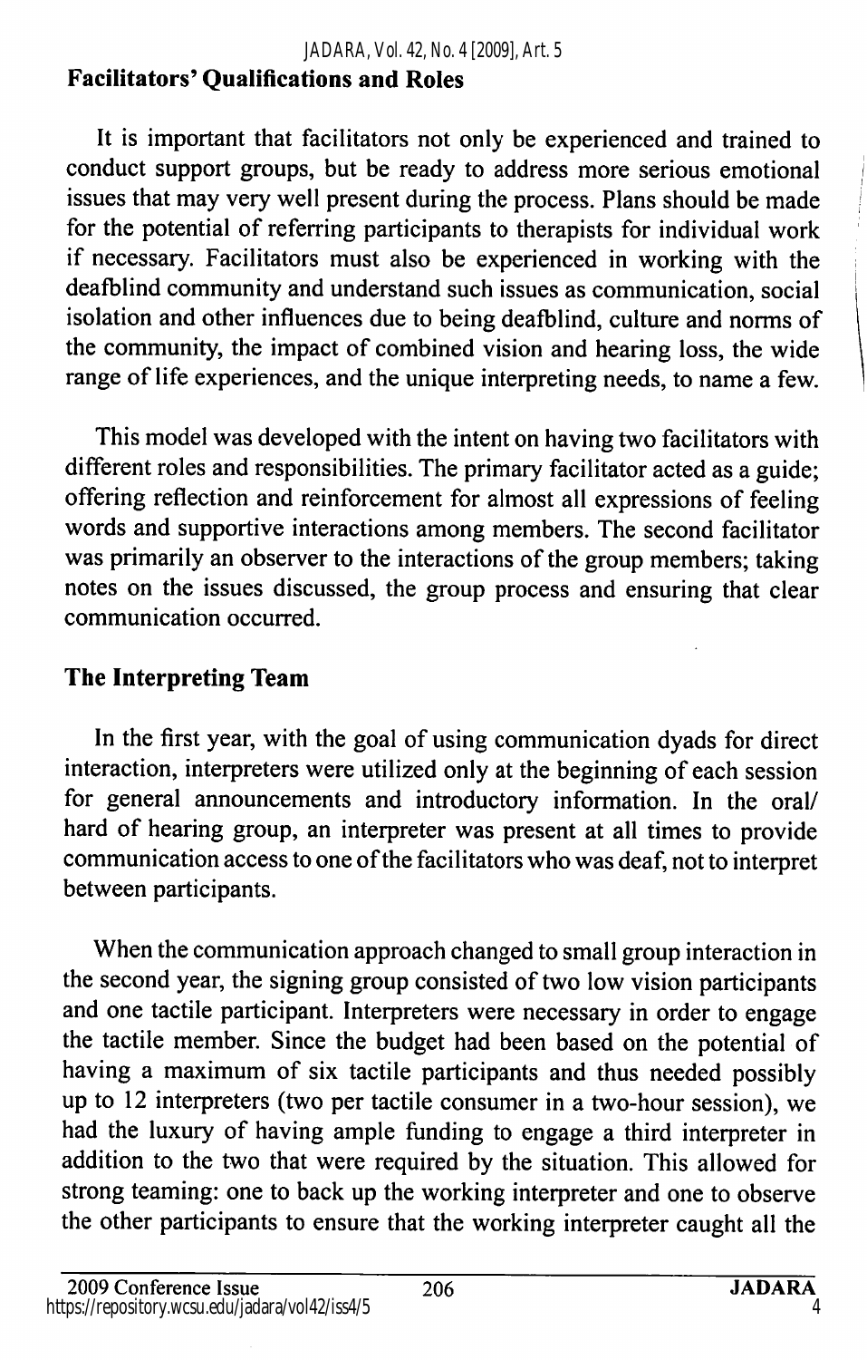## Facilitators' Qualifications and Roles

It is important that facilitators not only be experienced and trained to conduct support groups, but be ready to address more serious emotional issues that may very well present during the process. Plans should be made for the potential of referring participants to therapists for individual work if necessary. Facilitators must also be experienced in working with the deafblind community and understand such issues as communication, social isolation and other influences due to being deafblind, culture and norms of the community, the impact of combined vision and hearing loss, the wide range of life experiences, and the unique interpreting needs, to name a few.

This model was developed with the intent on having two facilitators with different roles and responsibilities. The primary facilitator acted as a guide; offering reflection and reinforcement for almost all expressions of feeling words and supportive interactions among members. The second facilitator was primarily an observer to the interactions of the group members; taking notes on the issues discussed, the group process and ensuring that clear communication occurred.

## The Interpreting Team

In the first year, with the goal of using communication dyads for direct interaction, interpreters were utilized only at the beginning of each session for general announcements and introductory information. In the oral/ hard of hearing group, an interpreter was present at all times to provide communication access to one of the facilitators who was deaf, not to interpret between participants.

When the communication approach changed to small group interaction in the second year, the signing group consisted of two low vision participants and one tactile participant. Interpreters were necessary in order to engage the tactile member. Since the budget had been based on the potential of having a maximum of six tactile participants and thus needed possibly up to 12 interpreters (two per tactile consumer in a two-hour session), we had the luxury of having ample funding to engage a third interpreter in addition to the two that were required by the situation. This allowed for strong teaming: one to back up the working interpreter and one to observe the other participants to ensure that the working interpreter caught all the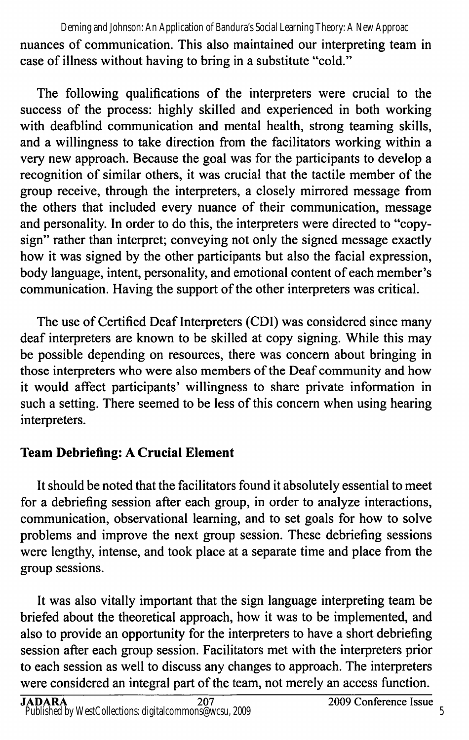nuances of communication. This also maintained our interpreting team in case of illness without having to bring in a substitute "cold."

The following qualifications of the interpreters were crucial to the success of the process: highly skilled and experienced in both working with deafblind communication and mental health, strong teaming skills, and a willingness to take direction from the facilitators working within a very new approach. Because the goal was for the participants to develop a recognition of similar others, it was crucial that the tactile member of the group receive, through the interpreters, a closely mirrored message from the others that included every nuance of their communication, message and personality. In order to do this, the interpreters were directed to "copy-sign" rather than interpret; conveying not only the signed message exactly how it was signed by the other participants but also the facial expression, body language, intent, personality, and emotional content of each member's communication. Having the support of the other interpreters was critical.

The use of Certified Deaf Interpreters (CDI) was considered since many deaf interpreters are known to be skilled at copy signing. While this may be possible depending on resources, there was concern about bringing in those interpreters who were also members of the Deaf community and how it would affect participants' willingness to share private information in such a setting. There seemed to be less of this concern when using hearing interpreters.

## Team Debriefing: A Crucial Element

It should be noted that the facilitators found it absolutely essential to meet for a debriefing session after each group, in order to analyze interactions, communication, observational learning, and to set goals for how to solve problems and improve the next group session. These debriefing sessions were lengthy, intense, and took place at a separate time and place from the group sessions.

It was also vitally important that the sign language interpreting team be briefed about the theoretical approach, how it was to be implemented, and also to provide an opportunity for the interpreters to have a short debriefing session after each group session. Facilitators met with the interpreters prior to each session as well to discuss any changes to approach. The interpreters were considered an integral part of the team, not merely an access function.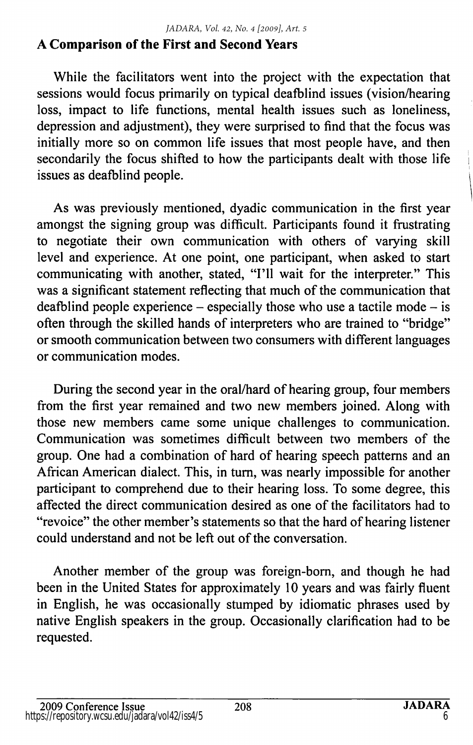## A Comparison of the First and Second Years

While the facilitators went into the project with the expectation that sessions would focus primarily on typical deafblind issues (vision/hearing loss, impact to life functions, mental health issues such as loneliness, depression and adjustment), they were surprised to find that the focus was initially more so on common life issues that most people have, and then secondarily the focus shifted to how the participants dealt with those life issues as deafblind people.

As was previously mentioned, dyadic communication in the first year amongst the signing group was difficult. Participants found it frustrating to negotiate their own communication with others of varying skill level and experience. At one point, one participant, when asked to start communicating with another, stated, "I'll wait for the interpreter." This was a significant statement reflecting that much of the communication that deafblind people experience – especially those who use a tactile mode – is often through the skilled hands of interpreters who are trained to "bridge" or smooth communication between two consumers with different languages or communication modes.

During the second year in the oral/hard of hearing group, four members from the first year remained and two new members joined. Along with those new members came some unique challenges to communication. Communication was sometimes difficult between two members of the group. One had a combination of hard of hearing speech patterns and an African American dialect. This, in turn, was nearly impossible for another participant to comprehend due to their hearing loss. To some degree, this affected the direct communication desired as one of the facilitators had to "revoice" the other member's statements so that the hard of hearing listener could understand and not be left out of the conversation.

Another member of the group was foreign-born, and though he had been in the United States for approximately 10 years and was fairly fluent in English, he was occasionally stumped by idiomatic phrases used by native English speakers in the group. Occasionally clarification had to be requested.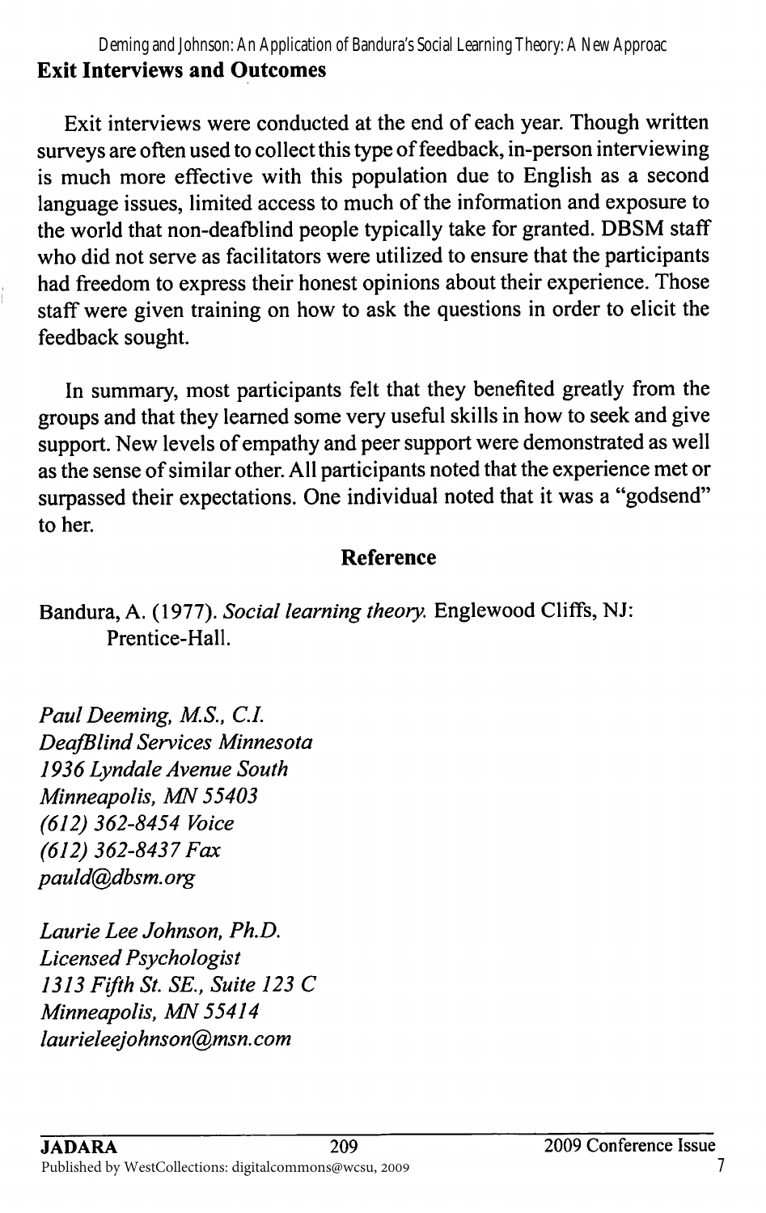## Exit Interviews and Outcomes

Exit interviews were conducted at the end of each year. Though written surveys are often used to collect this type of feedback, in-person interviewing is much more effective with this population due to English as a second language issues, limited access to much of the information and exposure to the world that non-deafblind people typically take for granted. DBSM staff who did not serve as facilitators were utilized to ensure that the participants had freedom to express their honest opinions about their experience. Those staff were given training on how to ask the questions in order to elicit the feedback sought.

In summary, most participants felt that they benefited greatly from the groups and that they learned some very useful skills in how to seek and give support. New levels of empathy and peer support were demonstrated as well as the sense of similar other. All participants noted that the experience met or surpassed their expectations. One individual noted that it was a "godsend" to her.

## Reference

Bandura, A. (1977). *Social learning theory.* Englewood Cliffs, NJ: Prentice-Hall.

*Paul Deeming, M.S., C.I.*
*DeafBlind Services Minnesota*
*1936 Lyndale Avenue South*
*Minneapolis, MN 55403*
*(612) 362-8454 Voice*
*(612) 362-8437 Fax*
*pauld@dbsm.org*

*Laurie Lee Johnson, Ph.D.*
*Licensed Psychologist*
*1313 Fifth St. SE., Suite 123 C*
*Minneapolis, MN 55414*
*laurieleejohnson@msn.com*